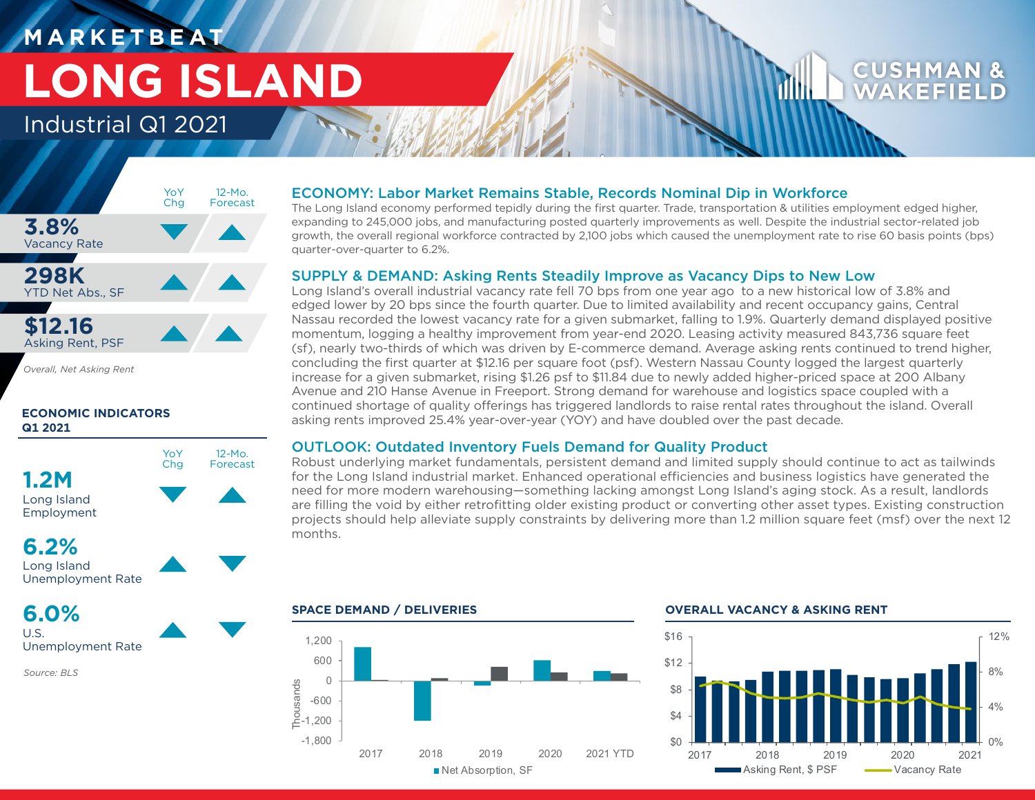MARKETBEAT

# LONG ISLAND

Industrial Q1 2021

CUSHMAN & WAKEFIELD

| | YoY Chg | 12-Mo. Forecast |
|---|---|---|
| **3.8%** Vacancy Rate | ▼ | ▲ |
| **298K** YTD Net Abs., SF | ▲ | ▲ |
| **$12.16** Asking Rent, PSF | ▲ | ▲ |

*Overall, Net Asking Rent*

**ECONOMIC INDICATORS Q1 2021**

| | YoY Chg | 12-Mo. Forecast |
|---|---|---|
| **1.2M** Long Island Employment | ▼ | ▲ |
| **6.2%** Long Island Unemployment Rate | ▲ | ▼ |
| **6.0%** U.S. Unemployment Rate | ▲ | ▼ |

*Source: BLS*

## ECONOMY: Labor Market Remains Stable, Records Nominal Dip in Workforce

The Long Island economy performed tepidly during the first quarter. Trade, transportation & utilities employment edged higher, expanding to 245,000 jobs, and manufacturing posted quarterly improvements as well. Despite the industrial sector-related job growth, the overall regional workforce contracted by 2,100 jobs which caused the unemployment rate to rise 60 basis points (bps) quarter-over-quarter to 6.2%.

## SUPPLY & DEMAND: Asking Rents Steadily Improve as Vacancy Dips to New Low

Long Island's overall industrial vacancy rate fell 70 bps from one year ago to a new historical low of 3.8% and edged lower by 20 bps since the fourth quarter. Due to limited availability and recent occupancy gains, Central Nassau recorded the lowest vacancy rate for a given submarket, falling to 1.9%. Quarterly demand displayed positive momentum, logging a healthy improvement from year-end 2020. Leasing activity measured 843,736 square feet (sf), nearly two-thirds of which was driven by E-commerce demand. Average asking rents continued to trend higher, concluding the first quarter at $12.16 per square foot (psf). Western Nassau County logged the largest quarterly increase for a given submarket, rising $1.26 psf to $11.84 due to newly added higher-priced space at 200 Albany Avenue and 210 Hanse Avenue in Freeport. Strong demand for warehouse and logistics space coupled with a continued shortage of quality offerings has triggered landlords to raise rental rates throughout the island. Overall asking rents improved 25.4% year-over-year (YOY) and have doubled over the past decade.

## OUTLOOK: Outdated Inventory Fuels Demand for Quality Product

Robust underlying market fundamentals, persistent demand and limited supply should continue to act as tailwinds for the Long Island industrial market. Enhanced operational efficiencies and business logistics have generated the need for more modern warehousing—something lacking amongst Long Island's aging stock. As a result, landlords are filling the void by either retrofitting older existing product or converting other asset types. Existing construction projects should help alleviate supply constraints by delivering more than 1.2 million square feet (msf) over the next 12 months.

**SPACE DEMAND / DELIVERIES**

**OVERALL VACANCY & ASKING RENT**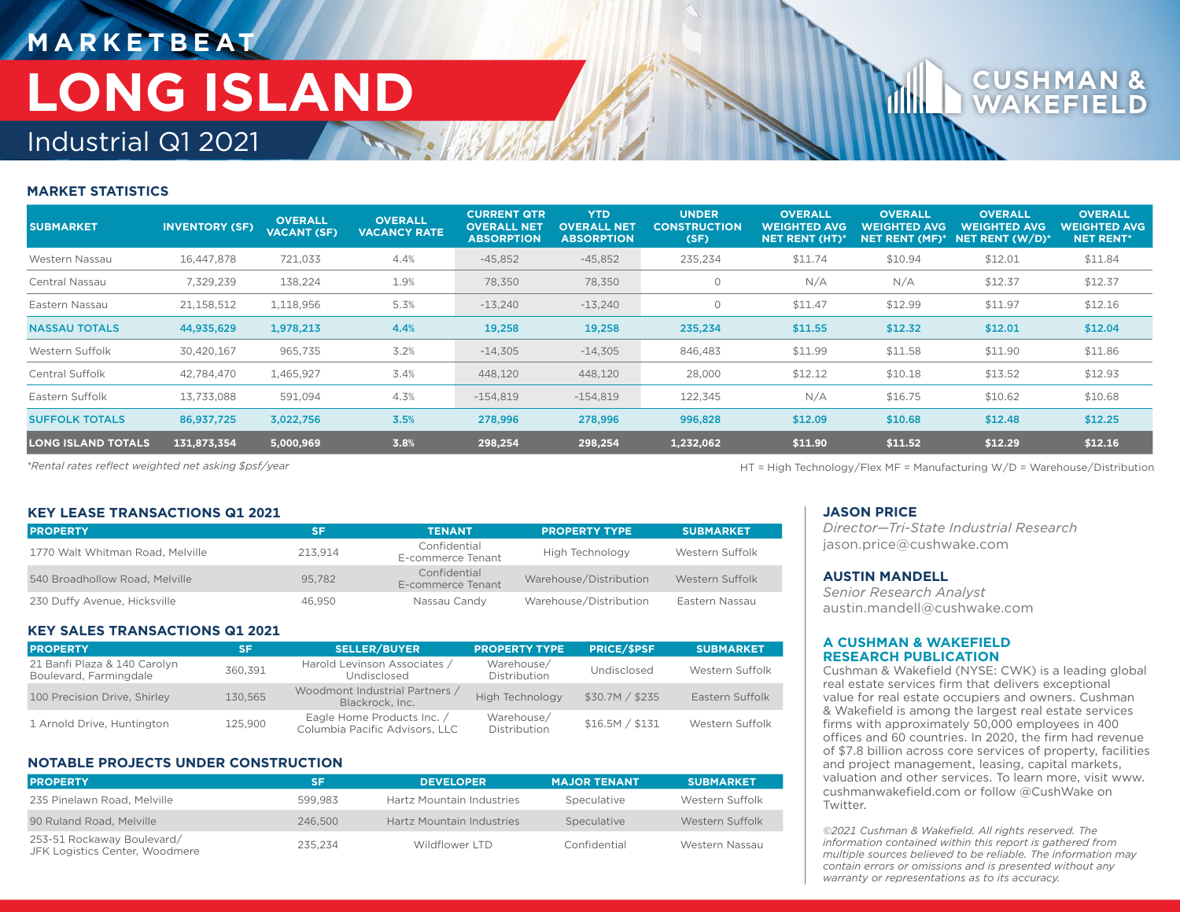# MARKETBEAT

# LONG ISLAND

## Industrial Q1 2021

### MARKET STATISTICS

| SUBMARKET | INVENTORY (SF) | OVERALL VACANT (SF) | OVERALL VACANCY RATE | CURRENT QTR OVERALL NET ABSORPTION | YTD OVERALL NET ABSORPTION | UNDER CONSTRUCTION (SF) | OVERALL WEIGHTED AVG NET RENT (HT)* | OVERALL WEIGHTED AVG NET RENT (MF)* | OVERALL WEIGHTED AVG NET RENT (W/D)* | OVERALL WEIGHTED AVG NET RENT* |
|---|---|---|---|---|---|---|---|---|---|---|
| Western Nassau | 16,447,878 | 721,033 | 4.4% | -45,852 | -45,852 | 235,234 | $11.74 | $10.94 | $12.01 | $11.84 |
| Central Nassau | 7,329,239 | 138,224 | 1.9% | 78,350 | 78,350 | 0 | N/A | N/A | $12.37 | $12.37 |
| Eastern Nassau | 21,158,512 | 1,118,956 | 5.3% | -13,240 | -13,240 | 0 | $11.47 | $12.99 | $11.97 | $12.16 |
| **NASSAU TOTALS** | **44,935,629** | **1,978,213** | **4.4%** | **19,258** | **19,258** | **235,234** | **$11.55** | **$12.32** | **$12.01** | **$12.04** |
| Western Suffolk | 30,420,167 | 965,735 | 3.2% | -14,305 | -14,305 | 846,483 | $11.99 | $11.58 | $11.90 | $11.86 |
| Central Suffolk | 42,784,470 | 1,465,927 | 3.4% | 448,120 | 448,120 | 28,000 | $12.12 | $10.18 | $13.52 | $12.93 |
| Eastern Suffolk | 13,733,088 | 591,094 | 4.3% | -154,819 | -154,819 | 122,345 | N/A | $16.75 | $10.62 | $10.68 |
| **SUFFOLK TOTALS** | **86,937,725** | **3,022,756** | **3.5%** | **278,996** | **278,996** | **996,828** | **$12.09** | **$10.68** | **$12.48** | **$12.25** |
| **LONG ISLAND TOTALS** | **131,873,354** | **5,000,969** | **3.8%** | **298,254** | **298,254** | **1,232,062** | **$11.90** | **$11.52** | **$12.29** | **$12.16** |

*Rental rates reflect weighted net asking $psf/year*

HT = High Technology/Flex MF = Manufacturing W/D = Warehouse/Distribution

### KEY LEASE TRANSACTIONS Q1 2021

| PROPERTY | SF | TENANT | PROPERTY TYPE | SUBMARKET |
|---|---|---|---|---|
| 1770 Walt Whitman Road, Melville | 213,914 | Confidential E-commerce Tenant | High Technology | Western Suffolk |
| 540 Broadhollow Road, Melville | 95,782 | Confidential E-commerce Tenant | Warehouse/Distribution | Western Suffolk |
| 230 Duffy Avenue, Hicksville | 46,950 | Nassau Candy | Warehouse/Distribution | Eastern Nassau |

### KEY SALES TRANSACTIONS Q1 2021

| PROPERTY | SF | SELLER/BUYER | PROPERTY TYPE | PRICE/$PSF | SUBMARKET |
|---|---|---|---|---|---|
| 21 Banfi Plaza & 140 Carolyn Boulevard, Farmingdale | 360,391 | Harold Levinson Associates / Undisclosed | Warehouse/ Distribution | Undisclosed | Western Suffolk |
| 100 Precision Drive, Shirley | 130,565 | Woodmont Industrial Partners / Blackrock, Inc. | High Technology | $30.7M / $235 | Eastern Suffolk |
| 1 Arnold Drive, Huntington | 125,900 | Eagle Home Products Inc. / Columbia Pacific Advisors, LLC | Warehouse/ Distribution | $16.5M / $131 | Western Suffolk |

### NOTABLE PROJECTS UNDER CONSTRUCTION

| PROPERTY | SF | DEVELOPER | MAJOR TENANT | SUBMARKET |
|---|---|---|---|---|
| 235 Pinelawn Road, Melville | 599,983 | Hartz Mountain Industries | Speculative | Western Suffolk |
| 90 Ruland Road, Melville | 246,500 | Hartz Mountain Industries | Speculative | Western Suffolk |
| 253-51 Rockaway Boulevard/ JFK Logistics Center, Woodmere | 235,234 | Wildflower LTD | Confidential | Western Nassau |

**JASON PRICE**
*Director—Tri-State Industrial Research*
jason.price@cushwake.com

**AUSTIN MANDELL**
*Senior Research Analyst*
austin.mandell@cushwake.com

### A CUSHMAN & WAKEFIELD RESEARCH PUBLICATION

Cushman & Wakefield (NYSE: CWK) is a leading global real estate services firm that delivers exceptional value for real estate occupiers and owners. Cushman & Wakefield is among the largest real estate services firms with approximately 50,000 employees in 400 offices and 60 countries. In 2020, the firm had revenue of $7.8 billion across core services of property, facilities and project management, leasing, capital markets, valuation and other services. To learn more, visit www.cushmanwakefield.com or follow @CushWake on Twitter.

*©2021 Cushman & Wakefield. All rights reserved. The information contained within this report is gathered from multiple sources believed to be reliable. The information may contain errors or omissions and is presented without any warranty or representations as to its accuracy.*